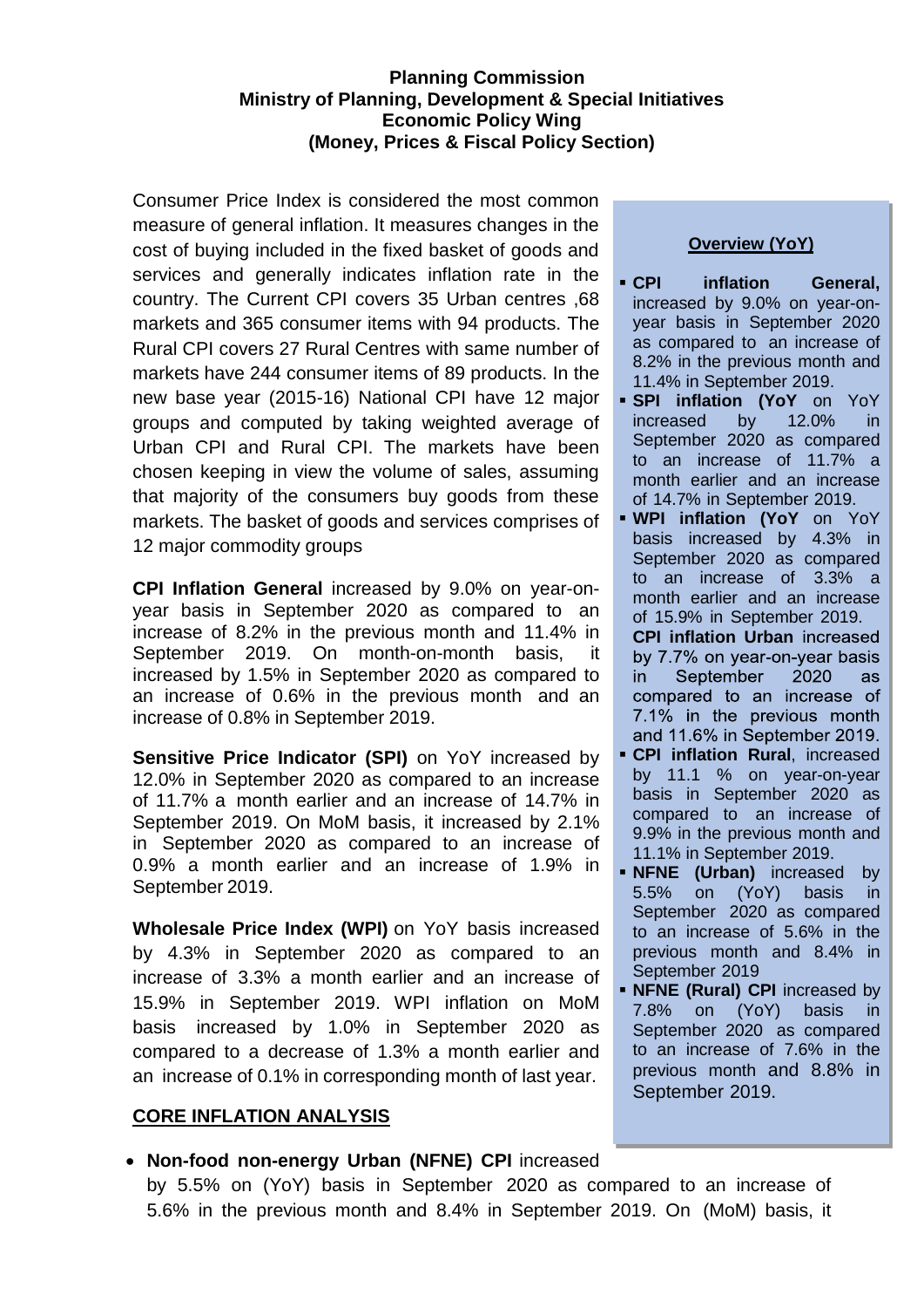**Planning Commission**
**Ministry of Planning, Development & Special Initiatives**
**Economic Policy Wing**
**(Money, Prices & Fiscal Policy Section)**

Consumer Price Index is considered the most common measure of general inflation. It measures changes in the cost of buying included in the fixed basket of goods and services and generally indicates inflation rate in the country. The Current CPI covers 35 Urban centres ,68 markets and 365 consumer items with 94 products. The Rural CPI covers 27 Rural Centres with same number of markets have 244 consumer items of 89 products. In the new base year (2015-16) National CPI have 12 major groups and computed by taking weighted average of Urban CPI and Rural CPI. The markets have been chosen keeping in view the volume of sales, assuming that majority of the consumers buy goods from these markets. The basket of goods and services comprises of 12 major commodity groups

**CPI Inflation General** increased by 9.0% on year-on-year basis in September 2020 as compared to an increase of 8.2% in the previous month and 11.4% in September 2019. On month-on-month basis, it increased by 1.5% in September 2020 as compared to an increase of 0.6% in the previous month and an increase of 0.8% in September 2019.

**Sensitive Price Indicator (SPI)** on YoY increased by 12.0% in September 2020 as compared to an increase of 11.7% a month earlier and an increase of 14.7% in September 2019. On MoM basis, it increased by 2.1% in September 2020 as compared to an increase of 0.9% a month earlier and an increase of 1.9% in September 2019.

**Wholesale Price Index (WPI)** on YoY basis increased by 4.3% in September 2020 as compared to an increase of 3.3% a month earlier and an increase of 15.9% in September 2019. WPI inflation on MoM basis increased by 1.0% in September 2020 as compared to a decrease of 1.3% a month earlier and an increase of 0.1% in corresponding month of last year.

**Overview (YoY)**

- **CPI inflation General,** increased by 9.0% on year-on-year basis in September 2020 as compared to an increase of 8.2% in the previous month and 11.4% in September 2019.
- **SPI inflation (YoY** on YoY increased by 12.0% in September 2020 as compared to an increase of 11.7% a month earlier and an increase of 14.7% in September 2019.
- **WPI inflation (YoY** on YoY basis increased by 4.3% in September 2020 as compared to an increase of 3.3% a month earlier and an increase of 15.9% in September 2019.
  **CPI inflation Urban** increased by 7.7% on year-on-year basis in September 2020 as compared to an increase of 7.1% in the previous month and 11.6% in September 2019.
- **CPI inflation Rural**, increased by 11.1 % on year-on-year basis in September 2020 as compared to an increase of 9.9% in the previous month and 11.1% in September 2019.
- **NFNE (Urban)** increased by 5.5% on (YoY) basis in September 2020 as compared to an increase of 5.6% in the previous month and 8.4% in September 2019
- **NFNE (Rural) CPI** increased by 7.8% on (YoY) basis in September 2020 as compared to an increase of 7.6% in the previous month and 8.8% in September 2019.

## CORE INFLATION ANALYSIS

- **Non-food non-energy Urban (NFNE) CPI** increased by 5.5% on (YoY) basis in September 2020 as compared to an increase of 5.6% in the previous month and 8.4% in September 2019. On (MoM) basis, it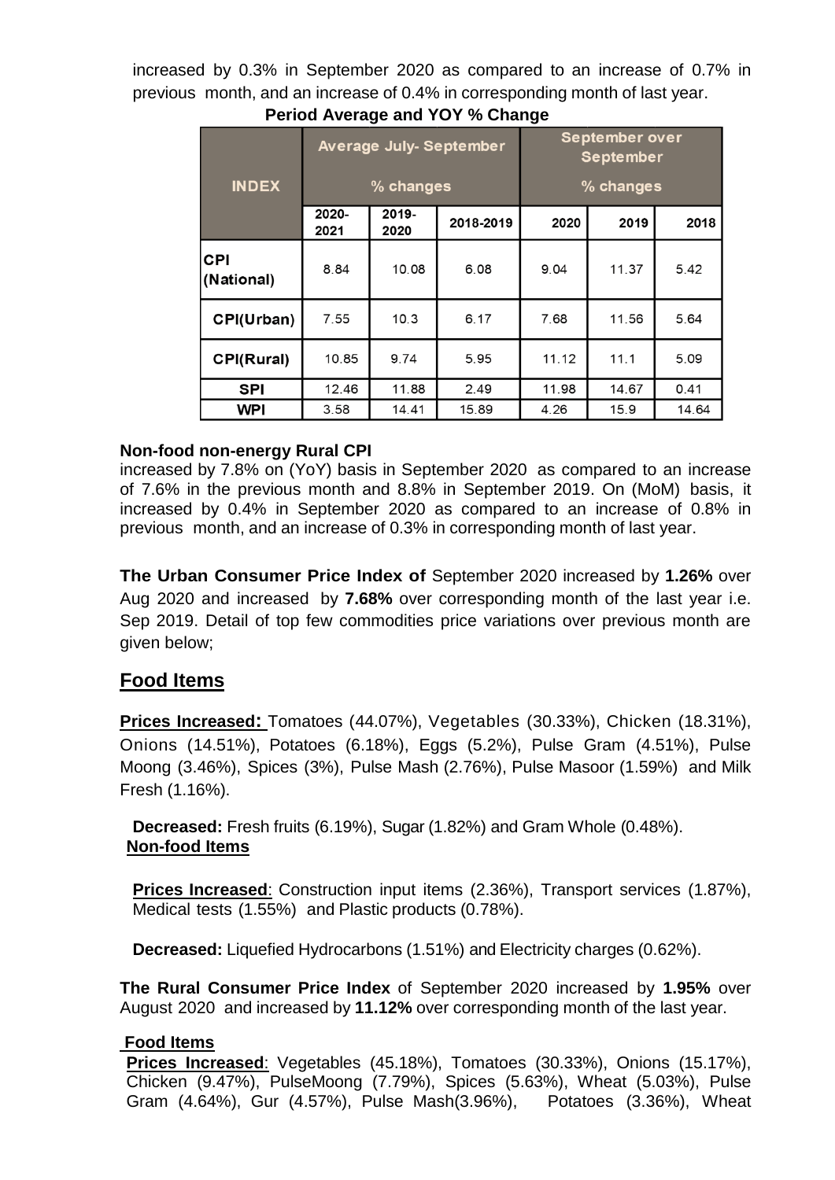increased by 0.3% in September 2020 as compared to an increase of 0.7% in previous month, and an increase of 0.4% in corresponding month of last year.

**Period Average and YOY % Change**

| INDEX | Average July- September % changes | | | September over September % changes | | |
|---|---|---|---|---|---|---|
| | 2020-2021 | 2019-2020 | 2018-2019 | 2020 | 2019 | 2018 |
| CPI (National) | 8.84 | 10.08 | 6.08 | 9.04 | 11.37 | 5.42 |
| CPI(Urban) | 7.55 | 10.3 | 6.17 | 7.68 | 11.56 | 5.64 |
| CPI(Rural) | 10.85 | 9.74 | 5.95 | 11.12 | 11.1 | 5.09 |
| SPI | 12.46 | 11.88 | 2.49 | 11.98 | 14.67 | 0.41 |
| WPI | 3.58 | 14.41 | 15.89 | 4.26 | 15.9 | 14.64 |

**Non-food non-energy Rural CPI**
increased by 7.8% on (YoY) basis in September 2020 as compared to an increase of 7.6% in the previous month and 8.8% in September 2019. On (MoM) basis, it increased by 0.4% in September 2020 as compared to an increase of 0.8% in previous month, and an increase of 0.3% in corresponding month of last year.

**The Urban Consumer Price Index of** September 2020 increased by **1.26%** over Aug 2020 and increased by **7.68%** over corresponding month of the last year i.e. Sep 2019. Detail of top few commodities price variations over previous month are given below;

## Food Items

**Prices Increased:** Tomatoes (44.07%), Vegetables (30.33%), Chicken (18.31%), Onions (14.51%), Potatoes (6.18%), Eggs (5.2%), Pulse Gram (4.51%), Pulse Moong (3.46%), Spices (3%), Pulse Mash (2.76%), Pulse Masoor (1.59%) and Milk Fresh (1.16%).

**Decreased:** Fresh fruits (6.19%), Sugar (1.82%) and Gram Whole (0.48%).

**Non-food Items**

**Prices Increased**: Construction input items (2.36%), Transport services (1.87%), Medical tests (1.55%) and Plastic products (0.78%).

**Decreased:** Liquefied Hydrocarbons (1.51%) and Electricity charges (0.62%).

**The Rural Consumer Price Index** of September 2020 increased by **1.95%** over August 2020 and increased by **11.12%** over corresponding month of the last year.

**Food Items**

**Prices Increased**: Vegetables (45.18%), Tomatoes (30.33%), Onions (15.17%), Chicken (9.47%), PulseMoong (7.79%), Spices (5.63%), Wheat (5.03%), Pulse Gram (4.64%), Gur (4.57%), Pulse Mash(3.96%), Potatoes (3.36%), Wheat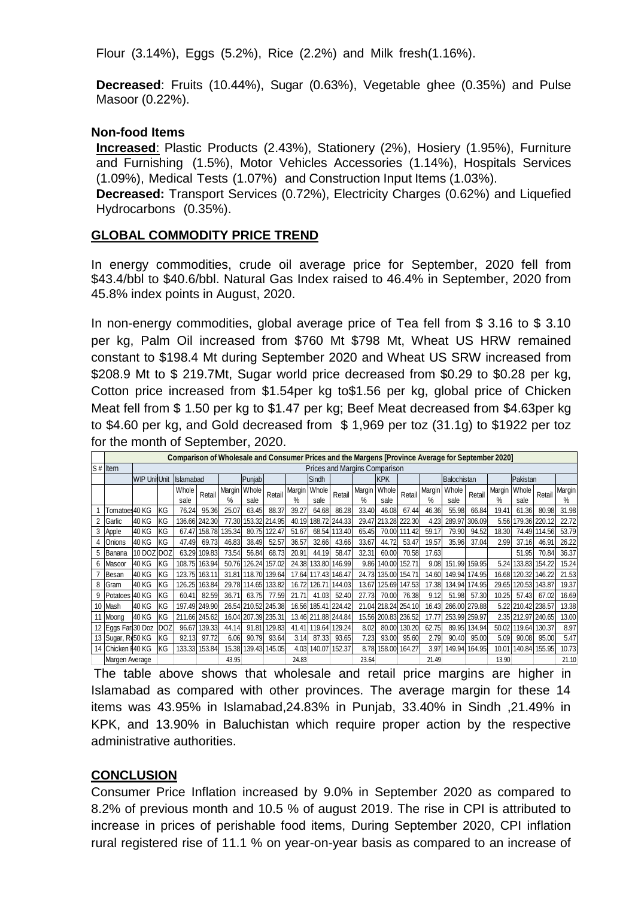Flour (3.14%), Eggs (5.2%), Rice (2.2%) and Milk fresh(1.16%).

**Decreased**: Fruits (10.44%), Sugar (0.63%), Vegetable ghee (0.35%) and Pulse Masoor (0.22%).

### Non-food Items

**Increased**: Plastic Products (2.43%), Stationery (2%), Hosiery (1.95%), Furniture and Furnishing (1.5%), Motor Vehicles Accessories (1.14%), Hospitals Services (1.09%), Medical Tests (1.07%) and Construction Input Items (1.03%).

**Decreased:** Transport Services (0.72%), Electricity Charges (0.62%) and Liquefied Hydrocarbons (0.35%).

## GLOBAL COMMODITY PRICE TREND

In energy commodities, crude oil average price for September, 2020 fell from \$43.4/bbl to \$40.6/bbl. Natural Gas Index raised to 46.4% in September, 2020 from 45.8% index points in August, 2020.

In non-energy commodities, global average price of Tea fell from \$ 3.16 to \$ 3.10 per kg, Palm Oil increased from \$760 Mt \$798 Mt, Wheat US HRW remained constant to \$198.4 Mt during September 2020 and Wheat US SRW increased from \$208.9 Mt to \$ 219.7Mt, Sugar world price decreased from \$0.29 to \$0.28 per kg, Cotton price increased from \$1.54per kg to\$1.56 per kg, global price of Chicken Meat fell from \$ 1.50 per kg to \$1.47 per kg; Beef Meat decreased from \$4.63per kg to \$4.60 per kg, and Gold decreased from \$ 1,969 per toz (31.1g) to \$1922 per toz for the month of September, 2020.

**Comparison of Wholesale and Consumer Prices and the Margens [Province Average for September 2020]**

| S # | Item | WIP Unit | Unit | Islamabad | | | Punjab | | | Sindh | | | KPK | | | Balochistan | | | Pakistan | | |
|---|---|---|---|---|---|---|---|---|---|---|---|---|---|---|---|---|---|---|---|---|---|
| | | | | Whole sale | Retail | Margin % | Whole sale | Retail | Margin % | Whole sale | Retail | Margin % | Whole sale | Retail | Margin % | Whole sale | Retail | Margin % | Whole sale | Retail | Margin % |
| 1 | Tomatoes | 40 KG | KG | 76.24 | 95.36 | 25.07 | 63.45 | 88.37 | 39.27 | 64.68 | 86.28 | 33.40 | 46.08 | 67.44 | 46.36 | 55.98 | 66.84 | 19.41 | 61.36 | 80.98 | 31.98 |
| 2 | Garlic | 40 KG | KG | 136.66 | 242.30 | 77.30 | 153.32 | 214.95 | 40.19 | 188.72 | 244.33 | 29.47 | 213.28 | 222.30 | 4.23 | 289.97 | 306.09 | 5.56 | 179.36 | 220.12 | 22.72 |
| 3 | Apple | 40 KG | KG | 67.47 | 158.78 | 135.34 | 80.75 | 122.47 | 51.67 | 68.54 | 113.40 | 65.45 | 70.00 | 111.42 | 59.17 | 79.90 | 94.52 | 18.30 | 74.49 | 114.56 | 53.79 |
| 4 | Onions | 40 KG | KG | 47.49 | 69.73 | 46.83 | 38.49 | 52.57 | 36.57 | 32.66 | 43.66 | 33.67 | 44.72 | 53.47 | 19.57 | 35.96 | 37.04 | 2.99 | 37.16 | 46.91 | 26.22 |
| 5 | Banana | 10 DOZ | DOZ | 63.29 | 109.83 | 73.54 | 56.84 | 68.73 | 20.91 | 44.19 | 58.47 | 32.31 | 60.00 | 70.58 | 17.63 | | | | 51.95 | 70.84 | 36.37 |
| 6 | Masoor | 40 KG | KG | 108.75 | 163.94 | 50.76 | 126.24 | 157.02 | 24.38 | 133.80 | 146.99 | 9.86 | 140.00 | 152.71 | 9.08 | 151.99 | 159.95 | 5.24 | 133.83 | 154.22 | 15.24 |
| 7 | Besan | 40 KG | KG | 123.75 | 163.11 | 31.81 | 118.70 | 139.64 | 17.64 | 117.43 | 146.47 | 24.73 | 135.00 | 154.71 | 14.60 | 149.94 | 174.95 | 16.68 | 120.32 | 146.22 | 21.53 |
| 8 | Gram | 40 KG | KG | 126.25 | 163.84 | 29.78 | 114.65 | 133.82 | 16.72 | 126.71 | 144.03 | 13.67 | 125.69 | 147.53 | 17.38 | 134.94 | 174.95 | 29.65 | 120.53 | 143.87 | 19.37 |
| 9 | Potatoes | 40 KG | KG | 60.41 | 82.59 | 36.71 | 63.75 | 77.59 | 21.71 | 41.03 | 52.40 | 27.73 | 70.00 | 76.38 | 9.12 | 51.98 | 57.30 | 10.25 | 57.43 | 67.02 | 16.69 |
| 10 | Mash | 40 KG | KG | 197.49 | 249.90 | 26.54 | 210.52 | 245.38 | 16.56 | 185.41 | 224.42 | 21.04 | 218.24 | 254.10 | 16.43 | 266.00 | 279.88 | 5.22 | 210.42 | 238.57 | 13.38 |
| 11 | Moong | 40 KG | KG | 211.66 | 245.62 | 16.04 | 207.39 | 235.31 | 13.46 | 211.88 | 244.84 | 15.56 | 200.83 | 236.52 | 17.77 | 253.99 | 259.97 | 2.35 | 212.97 | 240.65 | 13.00 |
| 12 | Eggs Far | 30 Doz | DOZ | 96.67 | 139.33 | 44.14 | 91.81 | 129.83 | 41.41 | 119.64 | 129.24 | 8.02 | 80.00 | 130.20 | 62.75 | 89.95 | 134.94 | 50.02 | 119.64 | 130.37 | 8.97 |
| 13 | Sugar, Re | 50 KG | KG | 92.13 | 97.72 | 6.06 | 90.79 | 93.64 | 3.14 | 87.33 | 93.65 | 7.23 | 93.00 | 95.60 | 2.79 | 90.40 | 95.00 | 5.09 | 90.08 | 95.00 | 5.47 |
| 14 | Chicken F | 40 KG | KG | 133.33 | 153.84 | 15.38 | 139.43 | 145.05 | 4.03 | 140.07 | 152.37 | 8.78 | 158.00 | 164.27 | 3.97 | 149.94 | 164.95 | 10.01 | 140.84 | 155.95 | 10.73 |
| | Margen Average | | | | | 43.95 | | | 24.83 | | | 23.64 | | | 21.49 | | | 13.90 | | | 21.10 |

The table above shows that wholesale and retail price margins are higher in Islamabad as compared with other provinces. The average margin for these 14 items was 43.95% in Islamabad,24.83% in Punjab, 33.40% in Sindh ,21.49% in KPK, and 13.90% in Baluchistan which require proper action by the respective administrative authorities.

## CONCLUSION

Consumer Price Inflation increased by 9.0% in September 2020 as compared to 8.2% of previous month and 10.5 % of august 2019. The rise in CPI is attributed to increase in prices of perishable food items, During September 2020, CPI inflation rural registered rise of 11.1 % on year-on-year basis as compared to an increase of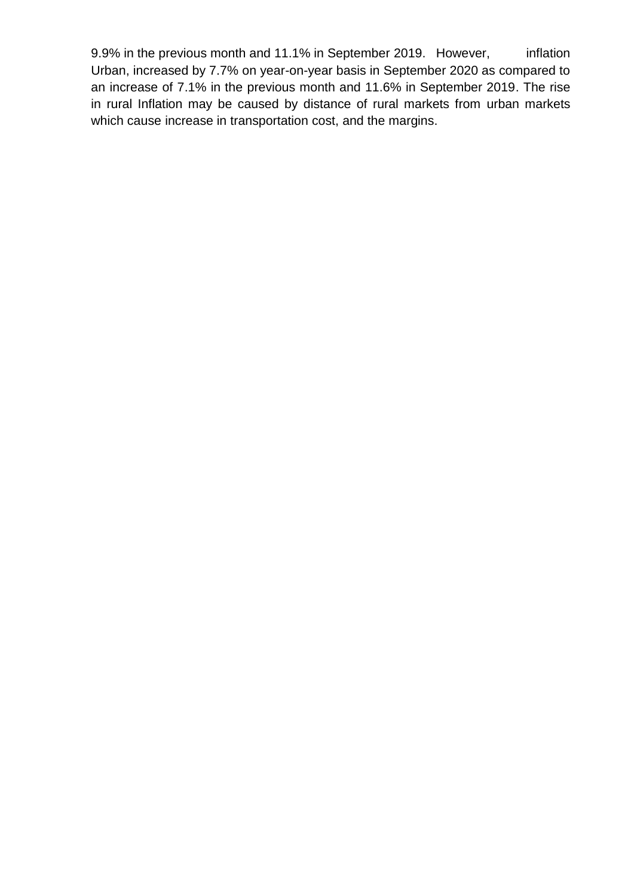9.9% in the previous month and 11.1% in September 2019. However, inflation Urban, increased by 7.7% on year-on-year basis in September 2020 as compared to an increase of 7.1% in the previous month and 11.6% in September 2019. The rise in rural Inflation may be caused by distance of rural markets from urban markets which cause increase in transportation cost, and the margins.